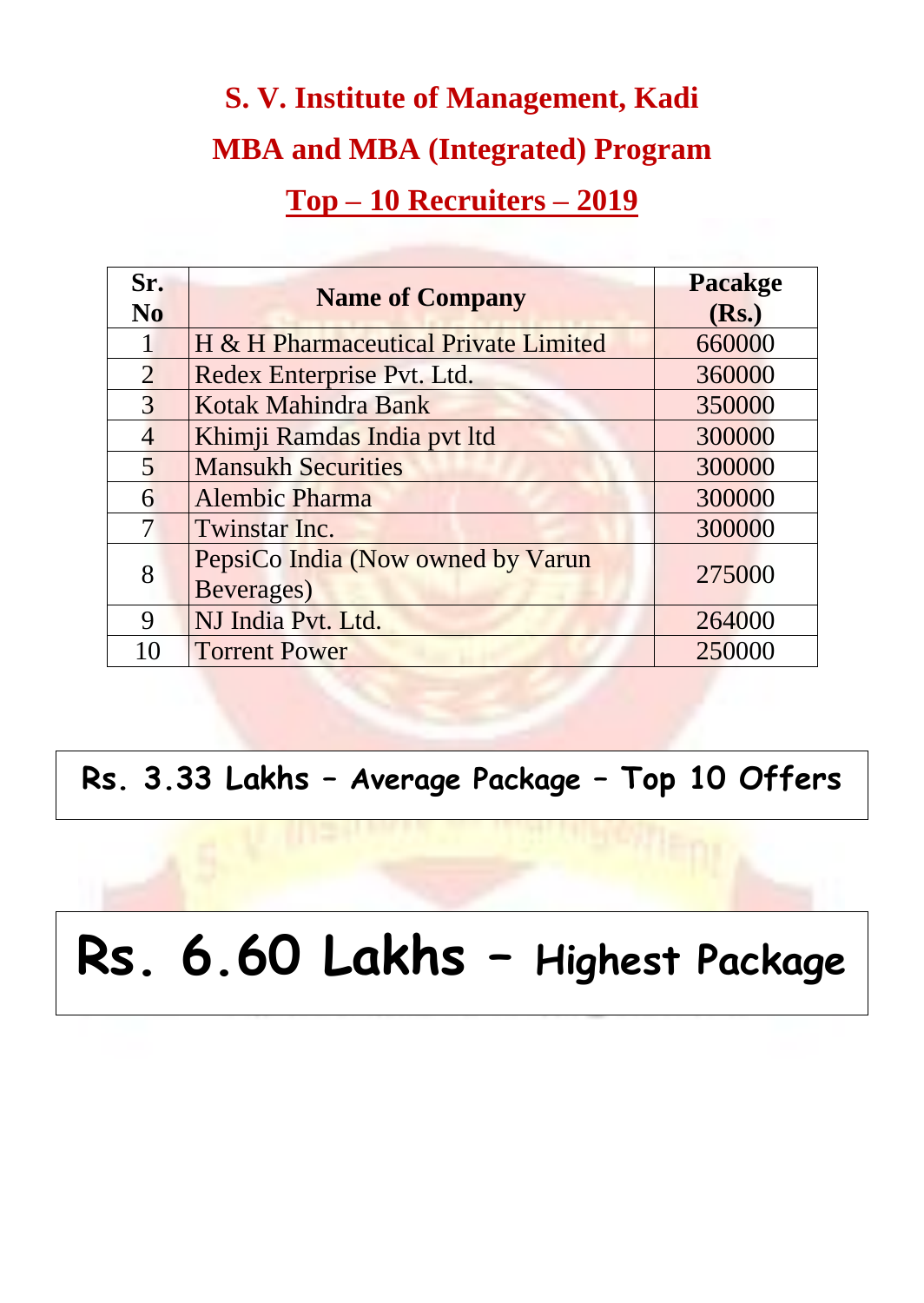# S. V. Institute of Management, Kadi

## MBA and MBA (Integrated) Program

## Top – 10 Recruiters – 2019

| Sr. No | Name of Company | Pacakge (Rs.) |
|---|---|---|
| 1 | H & H Pharmaceutical Private Limited | 660000 |
| 2 | Redex Enterprise Pvt. Ltd. | 360000 |
| 3 | Kotak Mahindra Bank | 350000 |
| 4 | Khimji Ramdas India pvt ltd | 300000 |
| 5 | Mansukh Securities | 300000 |
| 6 | Alembic Pharma | 300000 |
| 7 | Twinstar Inc. | 300000 |
| 8 | PepsiCo India (Now owned by Varun Beverages) | 275000 |
| 9 | NJ India Pvt. Ltd. | 264000 |
| 10 | Torrent Power | 250000 |

**Rs. 3.33 Lakhs – Average Package – Top 10 Offers**

**Rs. 6.60 Lakhs – Highest Package**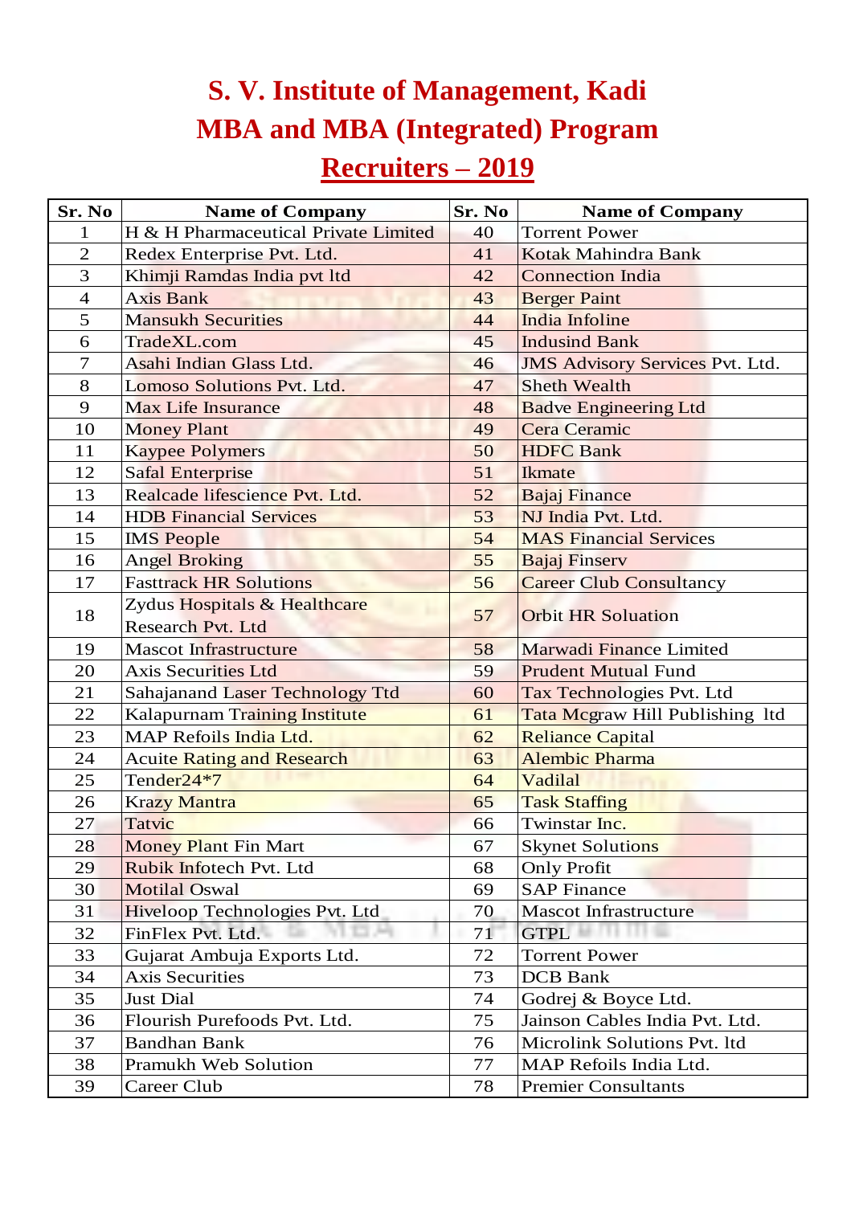# S. V. Institute of Management, Kadi

# MBA and MBA (Integrated) Program

## Recruiters – 2019

| Sr. No | Name of Company | Sr. No | Name of Company |
|---|---|---|---|
| 1 | H & H Pharmaceutical Private Limited | 40 | Torrent Power |
| 2 | Redex Enterprise Pvt. Ltd. | 41 | Kotak Mahindra Bank |
| 3 | Khimji Ramdas India pvt ltd | 42 | Connection India |
| 4 | Axis Bank | 43 | Berger Paint |
| 5 | Mansukh Securities | 44 | India Infoline |
| 6 | TradeXL.com | 45 | Indusind Bank |
| 7 | Asahi Indian Glass Ltd. | 46 | JMS Advisory Services Pvt. Ltd. |
| 8 | Lomoso Solutions Pvt. Ltd. | 47 | Sheth Wealth |
| 9 | Max Life Insurance | 48 | Badve Engineering Ltd |
| 10 | Money Plant | 49 | Cera Ceramic |
| 11 | Kaypee Polymers | 50 | HDFC Bank |
| 12 | Safal Enterprise | 51 | Ikmate |
| 13 | Realcade lifescience Pvt. Ltd. | 52 | Bajaj Finance |
| 14 | HDB Financial Services | 53 | NJ India Pvt. Ltd. |
| 15 | IMS People | 54 | MAS Financial Services |
| 16 | Angel Broking | 55 | Bajaj Finserv |
| 17 | Fasttrack HR Solutions | 56 | Career Club Consultancy |
| 18 | Zydus Hospitals & Healthcare Research Pvt. Ltd | 57 | Orbit HR Soluation |
| 19 | Mascot Infrastructure | 58 | Marwadi Finance Limited |
| 20 | Axis Securities Ltd | 59 | Prudent Mutual Fund |
| 21 | Sahajanand Laser Technology Ttd | 60 | Tax Technologies Pvt. Ltd |
| 22 | Kalapurnam Training Institute | 61 | Tata Mcgraw Hill Publishing ltd |
| 23 | MAP Refoils India Ltd. | 62 | Reliance Capital |
| 24 | Acuite Rating and Research | 63 | Alembic Pharma |
| 25 | Tender24*7 | 64 | Vadilal |
| 26 | Krazy Mantra | 65 | Task Staffing |
| 27 | Tatvic | 66 | Twinstar Inc. |
| 28 | Money Plant Fin Mart | 67 | Skynet Solutions |
| 29 | Rubik Infotech Pvt. Ltd | 68 | Only Profit |
| 30 | Motilal Oswal | 69 | SAP Finance |
| 31 | Hiveloop Technologies Pvt. Ltd | 70 | Mascot Infrastructure |
| 32 | FinFlex Pvt. Ltd. | 71 | GTPL |
| 33 | Gujarat Ambuja Exports Ltd. | 72 | Torrent Power |
| 34 | Axis Securities | 73 | DCB Bank |
| 35 | Just Dial | 74 | Godrej & Boyce Ltd. |
| 36 | Flourish Purefoods Pvt. Ltd. | 75 | Jainson Cables India Pvt. Ltd. |
| 37 | Bandhan Bank | 76 | Microlink Solutions Pvt. ltd |
| 38 | Pramukh Web Solution | 77 | MAP Refoils India Ltd. |
| 39 | Career Club | 78 | Premier Consultants |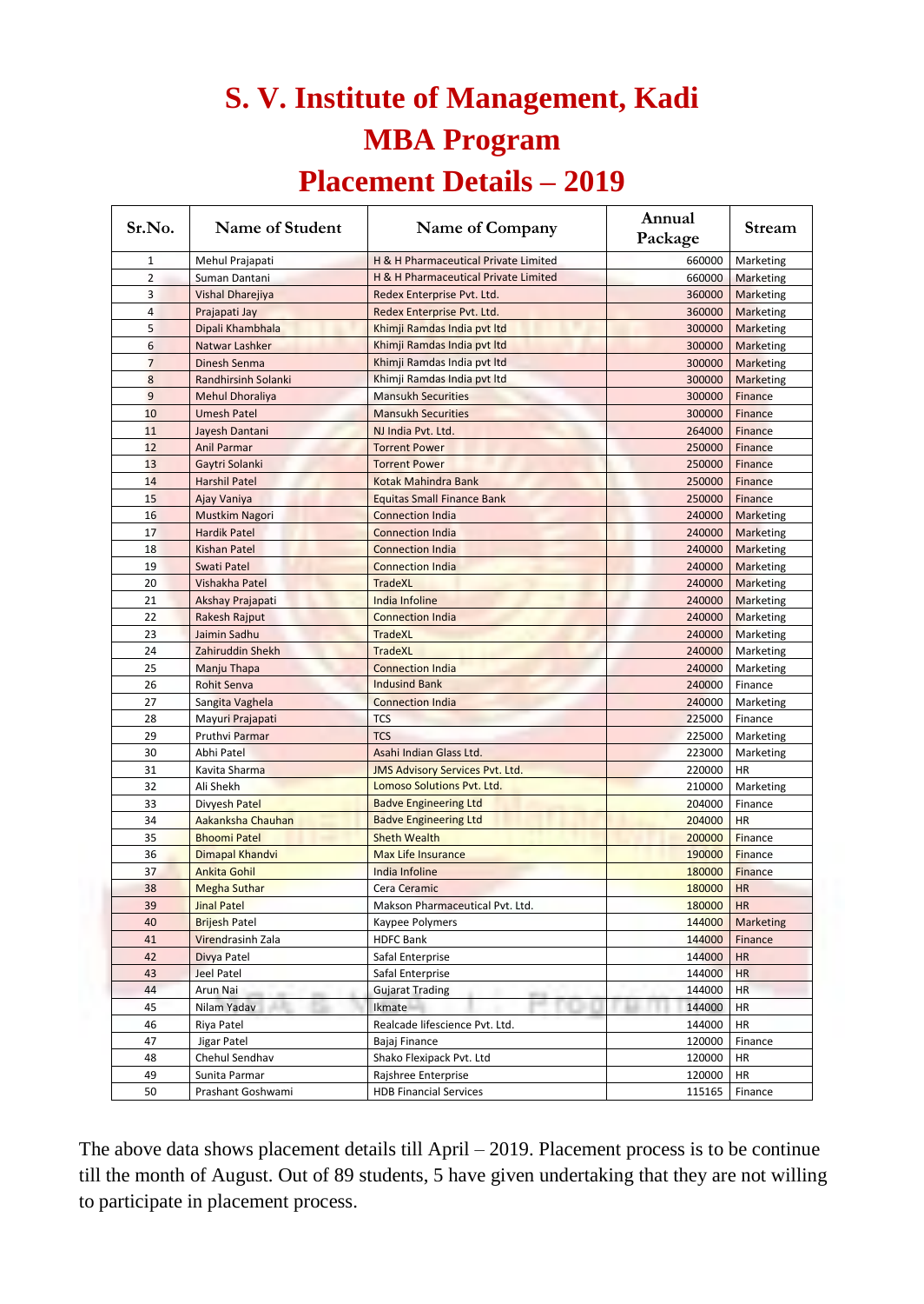# S. V. Institute of Management, Kadi

# MBA Program

# Placement Details – 2019

| Sr.No. | Name of Student | Name of Company | Annual Package | Stream |
|---|---|---|---|---|
| 1 | Mehul Prajapati | H & H Pharmaceutical Private Limited | 660000 | Marketing |
| 2 | Suman Dantani | H & H Pharmaceutical Private Limited | 660000 | Marketing |
| 3 | Vishal Dharejiya | Redex Enterprise Pvt. Ltd. | 360000 | Marketing |
| 4 | Prajapati Jay | Redex Enterprise Pvt. Ltd. | 360000 | Marketing |
| 5 | Dipali Khambhala | Khimji Ramdas India pvt ltd | 300000 | Marketing |
| 6 | Natwar Lashker | Khimji Ramdas India pvt ltd | 300000 | Marketing |
| 7 | Dinesh Senma | Khimji Ramdas India pvt ltd | 300000 | Marketing |
| 8 | Randhirsinh Solanki | Khimji Ramdas India pvt ltd | 300000 | Marketing |
| 9 | Mehul Dhoraliya | Mansukh Securities | 300000 | Finance |
| 10 | Umesh Patel | Mansukh Securities | 300000 | Finance |
| 11 | Jayesh Dantani | NJ India Pvt. Ltd. | 264000 | Finance |
| 12 | Anil Parmar | Torrent Power | 250000 | Finance |
| 13 | Gaytri Solanki | Torrent Power | 250000 | Finance |
| 14 | Harshil Patel | Kotak Mahindra Bank | 250000 | Finance |
| 15 | Ajay Vaniya | Equitas Small Finance Bank | 250000 | Finance |
| 16 | Mustkim Nagori | Connection India | 240000 | Marketing |
| 17 | Hardik Patel | Connection India | 240000 | Marketing |
| 18 | Kishan Patel | Connection India | 240000 | Marketing |
| 19 | Swati Patel | Connection India | 240000 | Marketing |
| 20 | Vishakha Patel | TradeXL | 240000 | Marketing |
| 21 | Akshay Prajapati | India Infoline | 240000 | Marketing |
| 22 | Rakesh Rajput | Connection India | 240000 | Marketing |
| 23 | Jaimin Sadhu | TradeXL | 240000 | Marketing |
| 24 | Zahiruddin Shekh | TradeXL | 240000 | Marketing |
| 25 | Manju Thapa | Connection India | 240000 | Marketing |
| 26 | Rohit Senva | Indusind Bank | 240000 | Finance |
| 27 | Sangita Vaghela | Connection India | 240000 | Marketing |
| 28 | Mayuri Prajapati | TCS | 225000 | Finance |
| 29 | Pruthvi Parmar | TCS | 225000 | Marketing |
| 30 | Abhi Patel | Asahi Indian Glass Ltd. | 223000 | Marketing |
| 31 | Kavita Sharma | JMS Advisory Services Pvt. Ltd. | 220000 | HR |
| 32 | Ali Shekh | Lomoso Solutions Pvt. Ltd. | 210000 | Marketing |
| 33 | Divyesh Patel | Badve Engineering Ltd | 204000 | Finance |
| 34 | Aakanksha Chauhan | Badve Engineering Ltd | 204000 | HR |
| 35 | Bhoomi Patel | Sheth Wealth | 200000 | Finance |
| 36 | Dimapal Khandvi | Max Life Insurance | 190000 | Finance |
| 37 | Ankita Gohil | India Infoline | 180000 | Finance |
| 38 | Megha Suthar | Cera Ceramic | 180000 | HR |
| 39 | Jinal Patel | Makson Pharmaceutical Pvt. Ltd. | 180000 | HR |
| 40 | Brijesh Patel | Kaypee Polymers | 144000 | Marketing |
| 41 | Virendrasinh Zala | HDFC Bank | 144000 | Finance |
| 42 | Divya Patel | Safal Enterprise | 144000 | HR |
| 43 | Jeel Patel | Safal Enterprise | 144000 | HR |
| 44 | Arun Nai | Gujarat Trading | 144000 | HR |
| 45 | Nilam Yadav | Ikmate | 144000 | HR |
| 46 | Riya Patel | Realcade lifescience Pvt. Ltd. | 144000 | HR |
| 47 | Jigar Patel | Bajaj Finance | 120000 | Finance |
| 48 | Chehul Sendhav | Shako Flexipack Pvt. Ltd | 120000 | HR |
| 49 | Sunita Parmar | Rajshree Enterprise | 120000 | HR |
| 50 | Prashant Goshwami | HDB Financial Services | 115165 | Finance |

The above data shows placement details till April – 2019. Placement process is to be continue till the month of August. Out of 89 students, 5 have given undertaking that they are not willing to participate in placement process.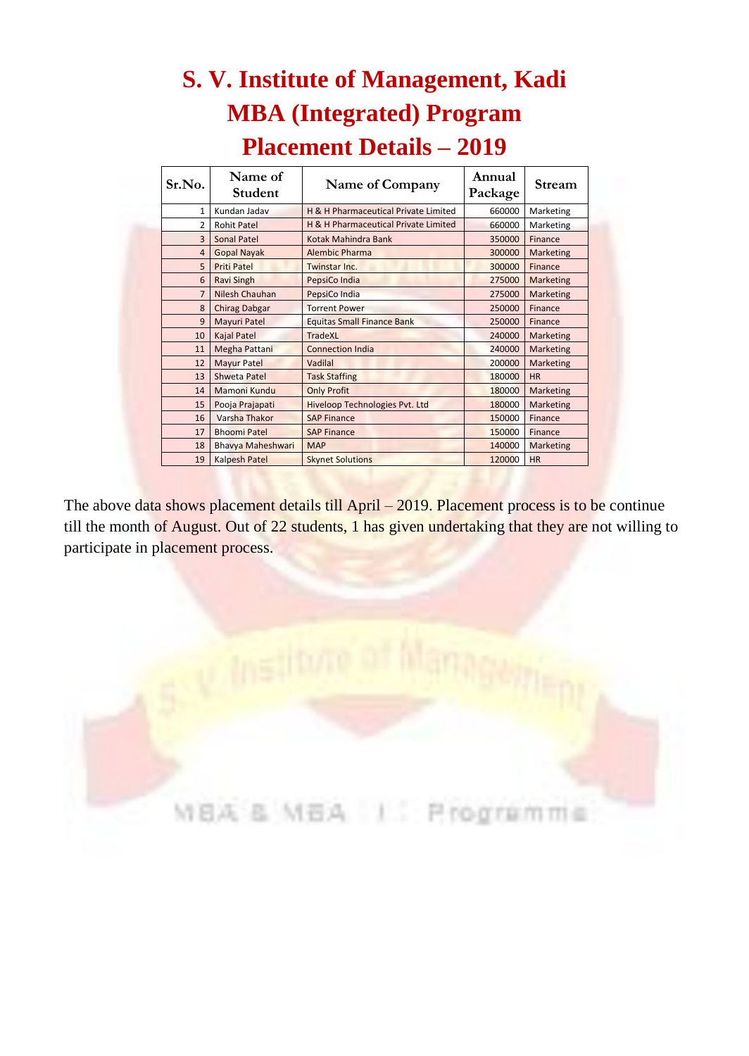# S. V. Institute of Management, Kadi
# MBA (Integrated) Program
# Placement Details – 2019

| Sr.No. | Name of Student | Name of Company | Annual Package | Stream |
|---|---|---|---|---|
| 1 | Kundan Jadav | H & H Pharmaceutical Private Limited | 660000 | Marketing |
| 2 | Rohit Patel | H & H Pharmaceutical Private Limited | 660000 | Marketing |
| 3 | Sonal Patel | Kotak Mahindra Bank | 350000 | Finance |
| 4 | Gopal Nayak | Alembic Pharma | 300000 | Marketing |
| 5 | Priti Patel | Twinstar Inc. | 300000 | Finance |
| 6 | Ravi Singh | PepsiCo India | 275000 | Marketing |
| 7 | Nilesh Chauhan | PepsiCo India | 275000 | Marketing |
| 8 | Chirag Dabgar | Torrent Power | 250000 | Finance |
| 9 | Mayuri Patel | Equitas Small Finance Bank | 250000 | Finance |
| 10 | Kajal Patel | TradeXL | 240000 | Marketing |
| 11 | Megha Pattani | Connection India | 240000 | Marketing |
| 12 | Mayur Patel | Vadilal | 200000 | Marketing |
| 13 | Shweta Patel | Task Staffing | 180000 | HR |
| 14 | Mamoni Kundu | Only Profit | 180000 | Marketing |
| 15 | Pooja Prajapati | Hiveloop Technologies Pvt. Ltd | 180000 | Marketing |
| 16 | Varsha Thakor | SAP Finance | 150000 | Finance |
| 17 | Bhoomi Patel | SAP Finance | 150000 | Finance |
| 18 | Bhavya Maheshwari | MAP | 140000 | Marketing |
| 19 | Kalpesh Patel | Skynet Solutions | 120000 | HR |

The above data shows placement details till April – 2019. Placement process is to be continue till the month of August. Out of 22 students, 1 has given undertaking that they are not willing to participate in placement process.